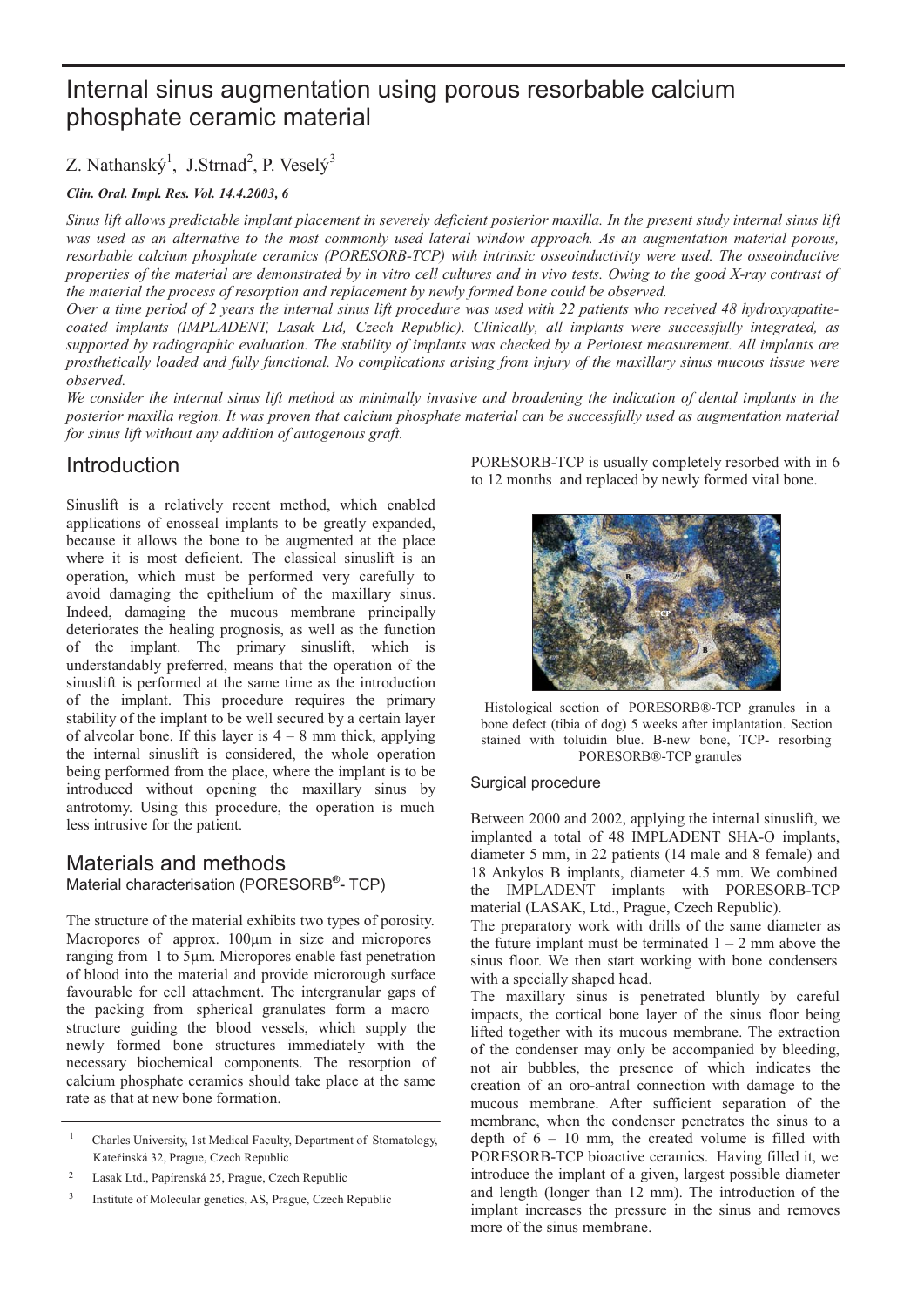# Internal sinus augmentation using porous resorbable calcium phosphate ceramic material

Z. Nathanský[1], J.Strnad[2], P. Veselý[3]

***Clin. Oral. Impl. Res. Vol. 14.4.2003, 6***

*Sinus lift allows predictable implant placement in severely deficient posterior maxilla. In the present study internal sinus lift was used as an alternative to the most commonly used lateral window approach. As an augmentation material porous, resorbable calcium phosphate ceramics (PORESORB-TCP) with intrinsic osseoinductivity were used. The osseoinductive properties of the material are demonstrated by in vitro cell cultures and in vivo tests. Owing to the good X-ray contrast of the material the process of resorption and replacement by newly formed bone could be observed.*

*Over a time period of 2 years the internal sinus lift procedure was used with 22 patients who received 48 hydroxyapatite-coated implants (IMPLADENT, Lasak Ltd, Czech Republic). Clinically, all implants were successfully integrated, as supported by radiographic evaluation. The stability of implants was checked by a Periotest measurement. All implants are prosthetically loaded and fully functional. No complications arising from injury of the maxillary sinus mucous tissue were observed.*

*We consider the internal sinus lift method as minimally invasive and broadening the indication of dental implants in the posterior maxilla region. It was proven that calcium phosphate material can be successfully used as augmentation material for sinus lift without any addition of autogenous graft.*

## Introduction

Sinuslift is a relatively recent method, which enabled applications of enosseal implants to be greatly expanded, because it allows the bone to be augmented at the place where it is most deficient. The classical sinuslift is an operation, which must be performed very carefully to avoid damaging the epithelium of the maxillary sinus. Indeed, damaging the mucous membrane principally deteriorates the healing prognosis, as well as the function of the implant. The primary sinuslift, which is understandably preferred, means that the operation of the sinuslift is performed at the same time as the introduction of the implant. This procedure requires the primary stability of the implant to be well secured by a certain layer of alveolar bone. If this layer is 4 – 8 mm thick, applying the internal sinuslift is considered, the whole operation being performed from the place, where the implant is to be introduced without opening the maxillary sinus by antrotomy. Using this procedure, the operation is much less intrusive for the patient.

## Materials and methods

### Material characterisation (PORESORB®- TCP)

The structure of the material exhibits two types of porosity. Macropores of approx. 100μm in size and micropores ranging from 1 to 5μm. Micropores enable fast penetration of blood into the material and provide microrough surface favourable for cell attachment. The intergranular gaps of the packing from spherical granulates form a macro structure guiding the blood vessels, which supply the newly formed bone structures immediately with the necessary biochemical components. The resorption of calcium phosphate ceramics should take place at the same rate as that at new bone formation.

PORESORB-TCP is usually completely resorbed with in 6 to 12 months and replaced by newly formed vital bone.

Histological section of PORESORB®-TCP granules in a bone defect (tibia of dog) 5 weeks after implantation. Section stained with toluidin blue. B-new bone, TCP- resorbing PORESORB®-TCP granules

### Surgical procedure

Between 2000 and 2002, applying the internal sinuslift, we implanted a total of 48 IMPLADENT SHA-O implants, diameter 5 mm, in 22 patients (14 male and 8 female) and 18 Ankylos B implants, diameter 4.5 mm. We combined the IMPLADENT implants with PORESORB-TCP material (LASAK, Ltd., Prague, Czech Republic).

The preparatory work with drills of the same diameter as the future implant must be terminated 1 – 2 mm above the sinus floor. We then start working with bone condensers with a specially shaped head.

The maxillary sinus is penetrated bluntly by careful impacts, the cortical bone layer of the sinus floor being lifted together with its mucous membrane. The extraction of the condenser may only be accompanied by bleeding, not air bubbles, the presence of which indicates the creation of an oro-antral connection with damage to the mucous membrane. After sufficient separation of the membrane, when the condenser penetrates the sinus to a depth of 6 – 10 mm, the created volume is filled with PORESORB-TCP bioactive ceramics. Having filled it, we introduce the implant of a given, largest possible diameter and length (longer than 12 mm). The introduction of the implant increases the pressure in the sinus and removes more of the sinus membrane.

---

[1] Charles University, 1st Medical Faculty, Department of Stomatology, Kateřinská 32, Prague, Czech Republic

[2] Lasak Ltd., Papírenská 25, Prague, Czech Republic

[3] Institute of Molecular genetics, AS, Prague, Czech Republic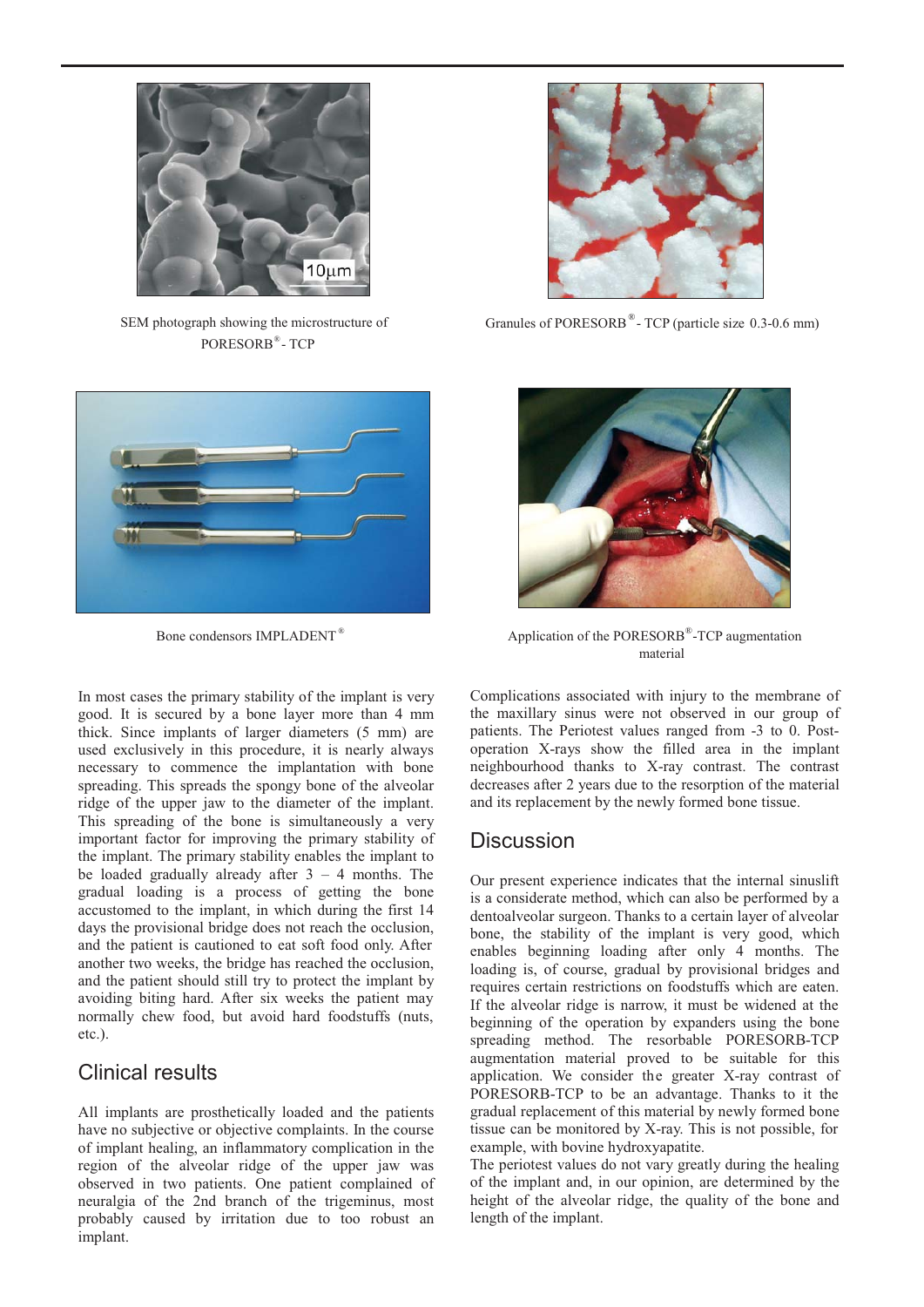SEM photograph showing the microstructure of PORESORB®- TCP

Granules of PORESORB®- TCP (particle size 0.3-0.6 mm)

Bone condensors IMPLADENT®

Application of the PORESORB®-TCP augmentation material

In most cases the primary stability of the implant is very good. It is secured by a bone layer more than 4 mm thick. Since implants of larger diameters (5 mm) are used exclusively in this procedure, it is nearly always necessary to commence the implantation with bone spreading. This spreads the spongy bone of the alveolar ridge of the upper jaw to the diameter of the implant. This spreading of the bone is simultaneously a very important factor for improving the primary stability of the implant. The primary stability enables the implant to be loaded gradually already after 3 – 4 months. The gradual loading is a process of getting the bone accustomed to the implant, in which during the first 14 days the provisional bridge does not reach the occlusion, and the patient is cautioned to eat soft food only. After another two weeks, the bridge has reached the occlusion, and the patient should still try to protect the implant by avoiding biting hard. After six weeks the patient may normally chew food, but avoid hard foodstuffs (nuts, etc.).

## Clinical results

All implants are prosthetically loaded and the patients have no subjective or objective complaints. In the course of implant healing, an inflammatory complication in the region of the alveolar ridge of the upper jaw was observed in two patients. One patient complained of neuralgia of the 2nd branch of the trigeminus, most probably caused by irritation due to too robust an implant.

Complications associated with injury to the membrane of the maxillary sinus were not observed in our group of patients. The Periotest values ranged from -3 to 0. Post-operation X-rays show the filled area in the implant neighbourhood thanks to X-ray contrast. The contrast decreases after 2 years due to the resorption of the material and its replacement by the newly formed bone tissue.

## Discussion

Our present experience indicates that the internal sinuslift is a considerate method, which can also be performed by a dentoalveolar surgeon. Thanks to a certain layer of alveolar bone, the stability of the implant is very good, which enables beginning loading after only 4 months. The loading is, of course, gradual by provisional bridges and requires certain restrictions on foodstuffs which are eaten. If the alveolar ridge is narrow, it must be widened at the beginning of the operation by expanders using the bone spreading method. The resorbable PORESORB-TCP augmentation material proved to be suitable for this application. We consider the greater X-ray contrast of PORESORB-TCP to be an advantage. Thanks to it the gradual replacement of this material by newly formed bone tissue can be monitored by X-ray. This is not possible, for example, with bovine hydroxyapatite.

The periotest values do not vary greatly during the healing of the implant and, in our opinion, are determined by the height of the alveolar ridge, the quality of the bone and length of the implant.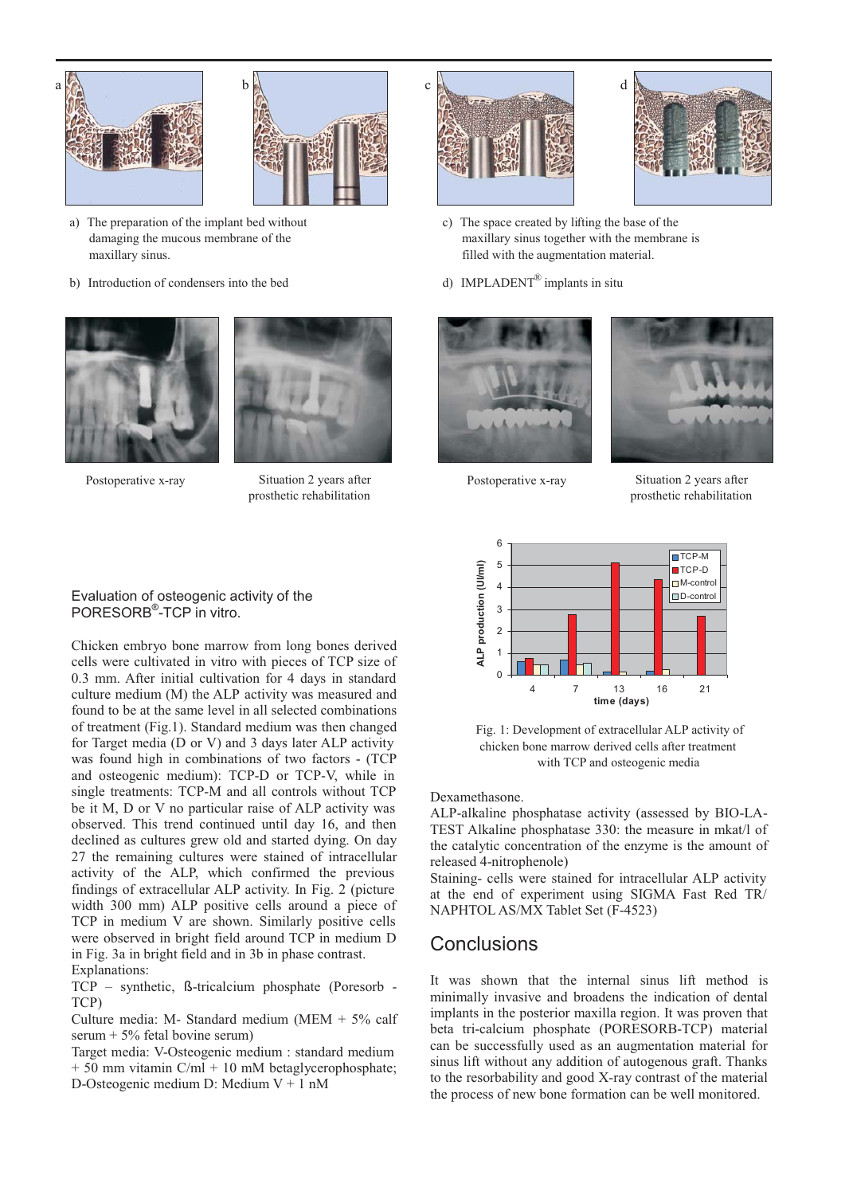a) The preparation of the implant bed without damaging the mucous membrane of the maxillary sinus.

b) Introduction of condensers into the bed

c) The space created by lifting the base of the maxillary sinus together with the membrane is filled with the augmentation material.

d) IMPLADENT® implants in situ

Postoperative x-ray

Situation 2 years after prosthetic rehabilitation

Postoperative x-ray

Situation 2 years after prosthetic rehabilitation

### Evaluation of osteogenic activity of the PORESORB®-TCP in vitro.

Chicken embryo bone marrow from long bones derived cells were cultivated in vitro with pieces of TCP size of 0.3 mm. After initial cultivation for 4 days in standard culture medium (M) the ALP activity was measured and found to be at the same level in all selected combinations of treatment (Fig.1). Standard medium was then changed for Target media (D or V) and 3 days later ALP activity was found high in combinations of two factors - (TCP and osteogenic medium): TCP-D or TCP-V, while in single treatments: TCP-M and all controls without TCP be it M, D or V no particular raise of ALP activity was observed. This trend continued until day 16, and then declined as cultures grew old and started dying. On day 27 the remaining cultures were stained of intracellular activity of the ALP, which confirmed the previous findings of extracellular ALP activity. In Fig. 2 (picture width 300 mm) ALP positive cells around a piece of TCP in medium V are shown. Similarly positive cells were observed in bright field around TCP in medium D in Fig. 3a in bright field and in 3b in phase contrast.

Explanations:

TCP – synthetic, ß-tricalcium phosphate (Poresorb - TCP)

Culture media: M- Standard medium (MEM + 5% calf serum + 5% fetal bovine serum)

Target media: V-Osteogenic medium : standard medium + 50 mm vitamin C/ml + 10 mM betaglycerophosphate; D-Osteogenic medium D: Medium V + 1 nM Dexamethasone.

ALP-alkaline phosphatase activity (assessed by BIO-LA-TEST Alkaline phosphatase 330: the measure in mkat/l of the catalytic concentration of the enzyme is the amount of released 4-nitrophenole)

Staining- cells were stained for intracellular ALP activity at the end of experiment using SIGMA Fast Red TR/ NAPHTOL AS/MX Tablet Set (F-4523)

Fig. 1: Development of extracellular ALP activity of chicken bone marrow derived cells after treatment with TCP and osteogenic media

## Conclusions

It was shown that the internal sinus lift method is minimally invasive and broadens the indication of dental implants in the posterior maxilla region. It was proven that beta tri-calcium phosphate (PORESORB-TCP) material can be successfully used as an augmentation material for sinus lift without any addition of autogenous graft. Thanks to the resorbability and good X-ray contrast of the material the process of new bone formation can be well monitored.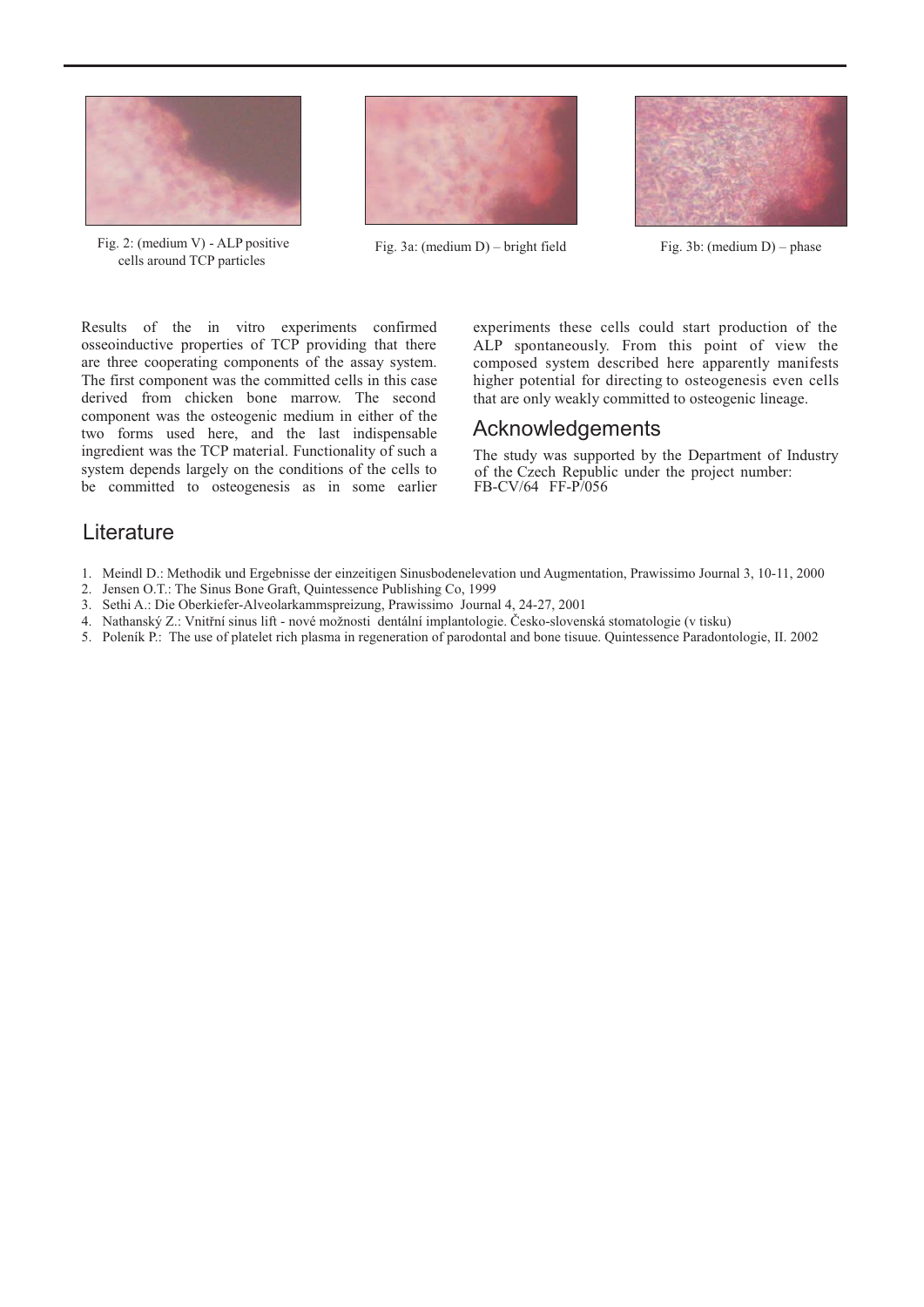Fig. 2: (medium V) - ALP positive cells around TCP particles

Fig. 3a: (medium D) – bright field

Fig. 3b: (medium D) – phase

Results of the in vitro experiments confirmed osseoinductive properties of TCP providing that there are three cooperating components of the assay system. The first component was the committed cells in this case derived from chicken bone marrow. The second component was the osteogenic medium in either of the two forms used here, and the last indispensable ingredient was the TCP material. Functionality of such a system depends largely on the conditions of the cells to be committed to osteogenesis as in some earlier experiments these cells could start production of the ALP spontaneously. From this point of view the composed system described here apparently manifests higher potential for directing to osteogenesis even cells that are only weakly committed to osteogenic lineage.

## Acknowledgements

The study was supported by the Department of Industry of the Czech Republic under the project number: FB-CV/64 FF-P/056

## Literature

1. Meindl D.: Methodik und Ergebnisse der einzeitigen Sinusbodenelevation und Augmentation, Prawissimo Journal 3, 10-11, 2000
2. Jensen O.T.: The Sinus Bone Graft, Quintessence Publishing Co, 1999
3. Sethi A.: Die Oberkiefer-Alveolarkammspreizung, Prawissimo Journal 4, 24-27, 2001
4. Nathanský Z.: Vnitřní sinus lift - nové možnosti dentální implantologie. Česko-slovenská stomatologie (v tisku)
5. Poleník P.: The use of platelet rich plasma in regeneration of parodontal and bone tisuue. Quintessence Paradontologie, II. 2002